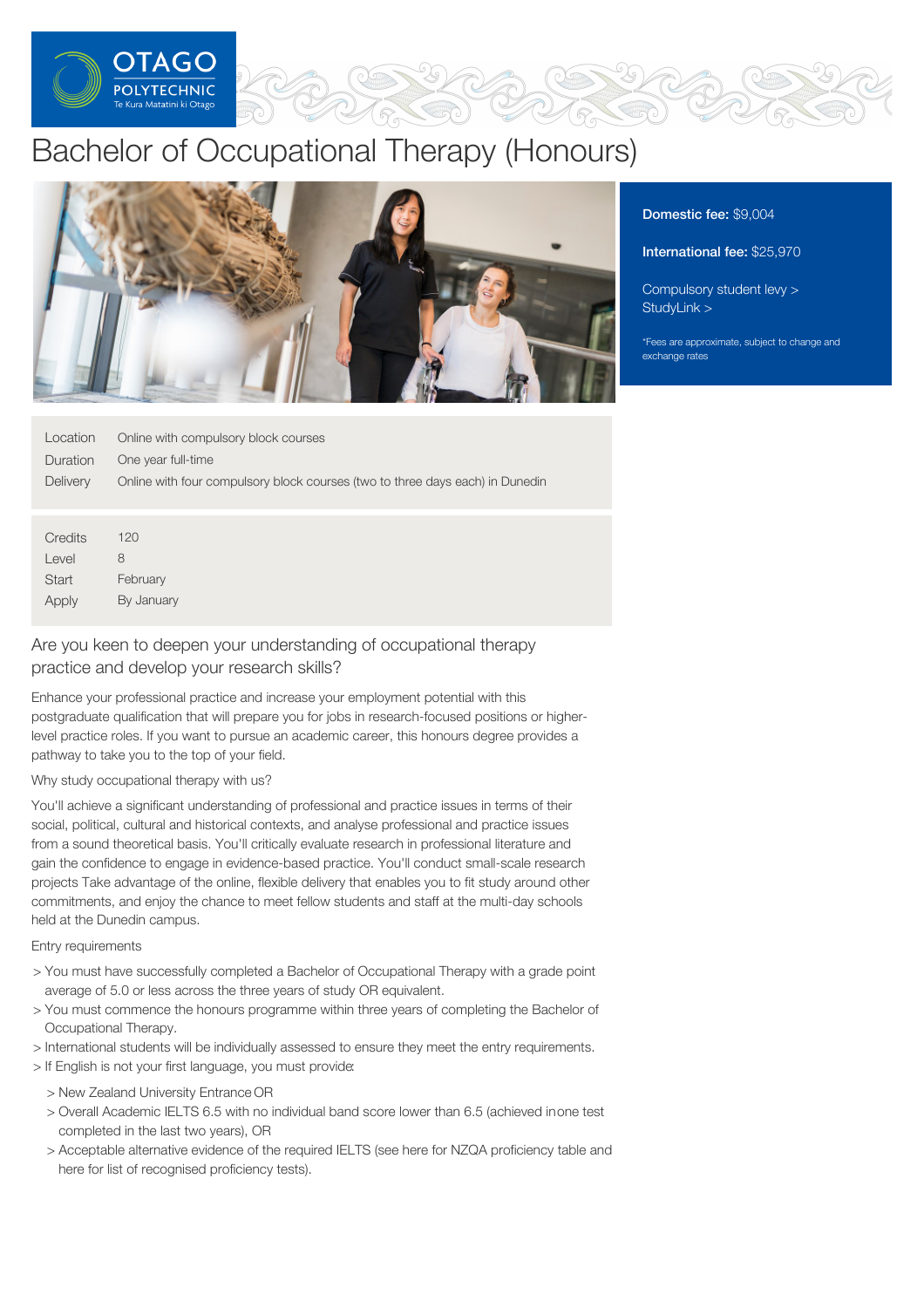# Bachelor of Occupational Therapy (Honours)

**Domestic fee:** $9,004

**International fee:** $25,970

Compulsory student levy >
StudyLink >

*Fees are approximate, subject to change and exchange rates

| | |
|---|---|
| Location | Online with compulsory block courses |
| Duration | One year full-time |
| Delivery | Online with four compulsory block courses (two to three days each) in Dunedin |

| | |
|---|---|
| Credits | 120 |
| Level | 8 |
| Start | February |
| Apply | By January |

## Are you keen to deepen your understanding of occupational therapy practice and develop your research skills?

Enhance your professional practice and increase your employment potential with this postgraduate qualification that will prepare you for jobs in research-focused positions or higher-level practice roles. If you want to pursue an academic career, this honours degree provides a pathway to take you to the top of your field.

### Why study occupational therapy with us?

You'll achieve a significant understanding of professional and practice issues in terms of their social, political, cultural and historical contexts, and analyse professional and practice issues from a sound theoretical basis. You'll critically evaluate research in professional literature and gain the confidence to engage in evidence-based practice. You'll conduct small-scale research projects Take advantage of the online, flexible delivery that enables you to fit study around other commitments, and enjoy the chance to meet fellow students and staff at the multi-day schools held at the Dunedin campus.

### Entry requirements

- You must have successfully completed a Bachelor of Occupational Therapy with a grade point average of 5.0 or less across the three years of study OR equivalent.
- You must commence the honours programme within three years of completing the Bachelor of Occupational Therapy.
- International students will be individually assessed to ensure they meet the entry requirements.
- If English is not your first language, you must provide:
  - New Zealand University Entrance OR
  - Overall Academic IELTS 6.5 with no individual band score lower than 6.5 (achieved in one test completed in the last two years), OR
  - Acceptable alternative evidence of the required IELTS (see here for NZQA proficiency table and here for list of recognised proficiency tests).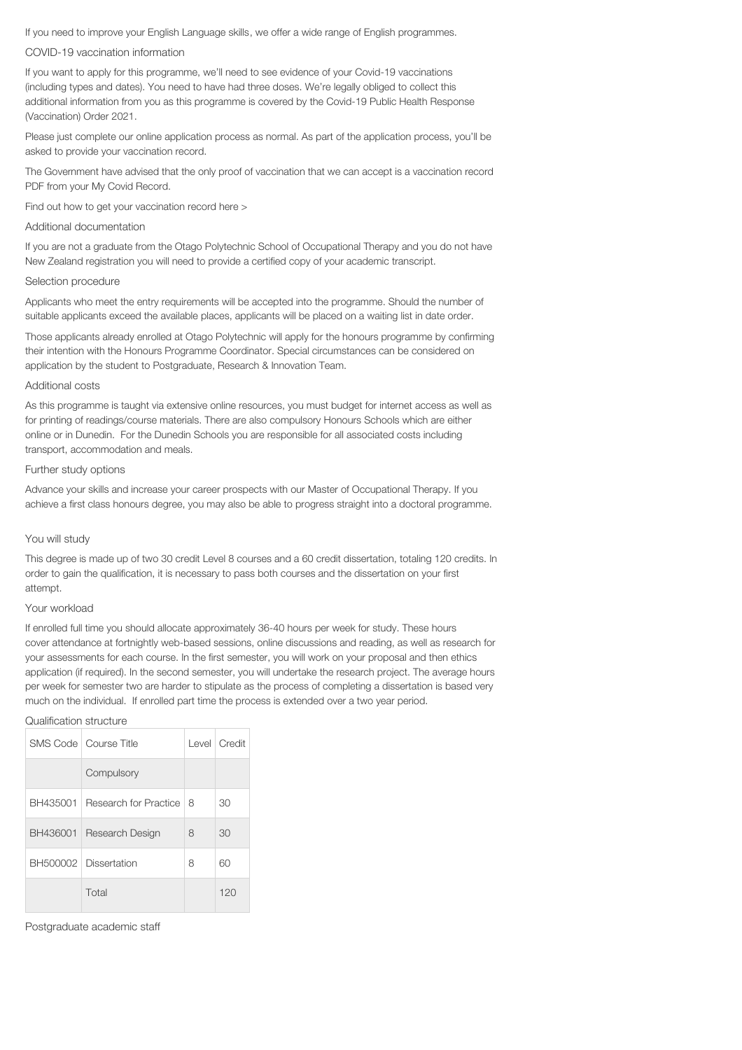If you need to improve your English Language skills, we offer a wide range of English programmes.

### COVID-19 vaccination information

If you want to apply for this programme, we'll need to see evidence of your Covid-19 vaccinations (including types and dates). You need to have had three doses. We're legally obliged to collect this additional information from you as this programme is covered by the Covid-19 Public Health Response (Vaccination) Order 2021.

Please just complete our online application process as normal. As part of the application process, you'll be asked to provide your vaccination record.

The Government have advised that the only proof of vaccination that we can accept is a vaccination record PDF from your My Covid Record.

Find out how to get your vaccination record here >

### Additional documentation

If you are not a graduate from the Otago Polytechnic School of Occupational Therapy and you do not have New Zealand registration you will need to provide a certified copy of your academic transcript.

### Selection procedure

Applicants who meet the entry requirements will be accepted into the programme. Should the number of suitable applicants exceed the available places, applicants will be placed on a waiting list in date order.

Those applicants already enrolled at Otago Polytechnic will apply for the honours programme by confirming their intention with the Honours Programme Coordinator. Special circumstances can be considered on application by the student to Postgraduate, Research & Innovation Team.

### Additional costs

As this programme is taught via extensive online resources, you must budget for internet access as well as for printing of readings/course materials. There are also compulsory Honours Schools which are either online or in Dunedin. For the Dunedin Schools you are responsible for all associated costs including transport, accommodation and meals.

### Further study options

Advance your skills and increase your career prospects with our Master of Occupational Therapy. If you achieve a first class honours degree, you may also be able to progress straight into a doctoral programme.

### You will study

This degree is made up of two 30 credit Level 8 courses and a 60 credit dissertation, totaling 120 credits. In order to gain the qualification, it is necessary to pass both courses and the dissertation on your first attempt.

### Your workload

If enrolled full time you should allocate approximately 36-40 hours per week for study. These hours cover attendance at fortnightly web-based sessions, online discussions and reading, as well as research for your assessments for each course. In the first semester, you will work on your proposal and then ethics application (if required). In the second semester, you will undertake the research project. The average hours per week for semester two are harder to stipulate as the process of completing a dissertation is based very much on the individual. If enrolled part time the process is extended over a two year period.

### Qualification structure

| SMS Code | Course Title | Level | Credit |
|---|---|---|---|
| | Compulsory | | |
| BH435001 | Research for Practice | 8 | 30 |
| BH436001 | Research Design | 8 | 30 |
| BH500002 | Dissertation | 8 | 60 |
| | Total | | 120 |

### Postgraduate academic staff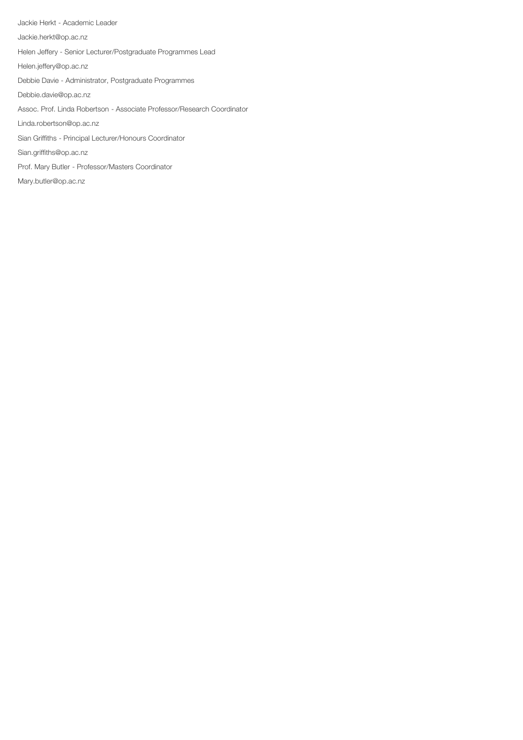Jackie Herkt - Academic Leader

Jackie.herkt@op.ac.nz

Helen Jeffery - Senior Lecturer/Postgraduate Programmes Lead

Helen.jeffery@op.ac.nz

Debbie Davie - Administrator, Postgraduate Programmes

Debbie.davie@op.ac.nz

Assoc. Prof. Linda Robertson - Associate Professor/Research Coordinator

Linda.robertson@op.ac.nz

Sian Griffiths - Principal Lecturer/Honours Coordinator

Sian.griffiths@op.ac.nz

Prof. Mary Butler - Professor/Masters Coordinator

Mary.butler@op.ac.nz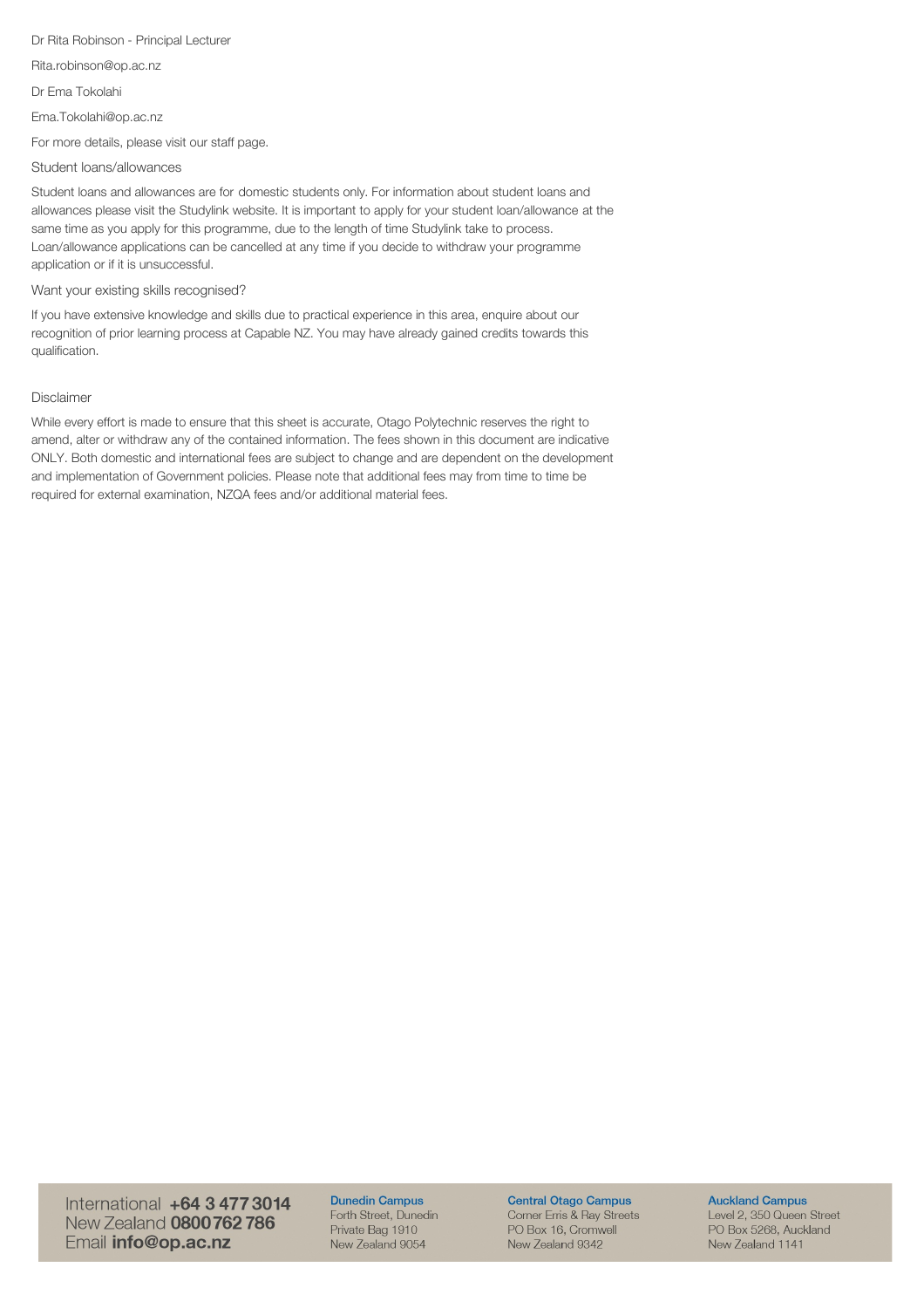Dr Rita Robinson - Principal Lecturer

Rita.robinson@op.ac.nz

Dr Ema Tokolahi

Ema.Tokolahi@op.ac.nz

For more details, please visit our staff page.

### Student loans/allowances

Student loans and allowances are for domestic students only. For information about student loans and allowances please visit the Studylink website. It is important to apply for your student loan/allowance at the same time as you apply for this programme, due to the length of time Studylink take to process. Loan/allowance applications can be cancelled at any time if you decide to withdraw your programme application or if it is unsuccessful.

### Want your existing skills recognised?

If you have extensive knowledge and skills due to practical experience in this area, enquire about our recognition of prior learning process at Capable NZ. You may have already gained credits towards this qualification.

### Disclaimer

While every effort is made to ensure that this sheet is accurate, Otago Polytechnic reserves the right to amend, alter or withdraw any of the contained information. The fees shown in this document are indicative ONLY. Both domestic and international fees are subject to change and are dependent on the development and implementation of Government policies. Please note that additional fees may from time to time be required for external examination, NZQA fees and/or additional material fees.

International **+64 3 477 3014**
New Zealand **0800 762 786**
Email **info@op.ac.nz**

**Dunedin Campus**
Forth Street, Dunedin
Private Bag 1910
New Zealand 9054

**Central Otago Campus**
Corner Erris & Ray Streets
PO Box 16, Cromwell
New Zealand 9342

**Auckland Campus**
Level 2, 350 Queen Street
PO Box 5268, Auckland
New Zealand 1141